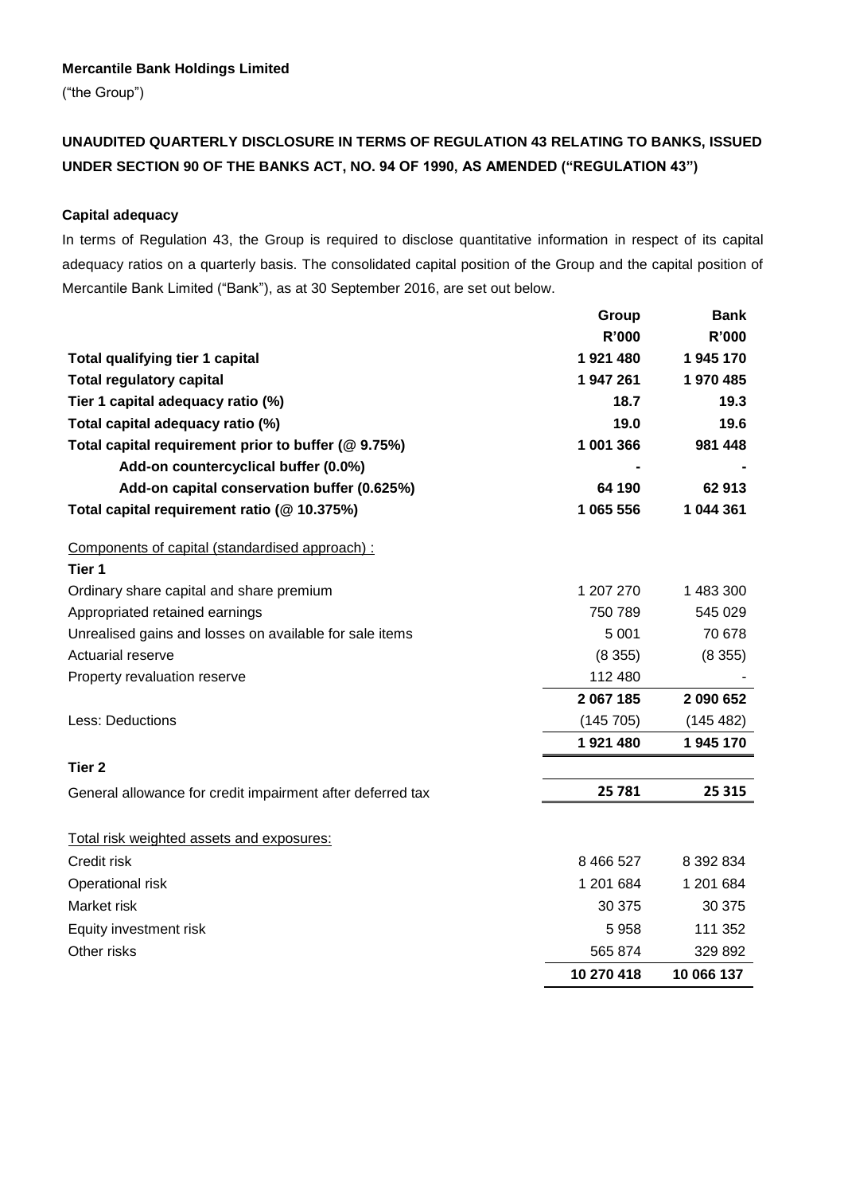**Mercantile Bank Holdings Limited**

("the Group")

## UNAUDITED QUARTERLY DISCLOSURE IN TERMS OF REGULATION 43 RELATING TO BANKS, ISSUED UNDER SECTION 90 OF THE BANKS ACT, NO. 94 OF 1990, AS AMENDED ("REGULATION 43")

### Capital adequacy

In terms of Regulation 43, the Group is required to disclose quantitative information in respect of its capital adequacy ratios on a quarterly basis. The consolidated capital position of the Group and the capital position of Mercantile Bank Limited ("Bank"), as at 30 September 2016, are set out below.

| | Group | Bank |
|---|---|---|
| | R'000 | R'000 |
| **Total qualifying tier 1 capital** | **1 921 480** | **1 945 170** |
| **Total regulatory capital** | **1 947 261** | **1 970 485** |
| **Tier 1 capital adequacy ratio (%)** | **18.7** | **19.3** |
| **Total capital adequacy ratio (%)** | **19.0** | **19.6** |
| **Total capital requirement prior to buffer (@ 9.75%)** | **1 001 366** | **981 448** |
| **Add-on countercyclical buffer (0.0%)** | **-** | **-** |
| **Add-on capital conservation buffer (0.625%)** | **64 190** | **62 913** |
| **Total capital requirement ratio (@ 10.375%)** | **1 065 556** | **1 044 361** |
| Components of capital (standardised approach) : | | |
| **Tier 1** | | |
| Ordinary share capital and share premium | 1 207 270 | 1 483 300 |
| Appropriated retained earnings | 750 789 | 545 029 |
| Unrealised gains and losses on available for sale items | 5 001 | 70 678 |
| Actuarial reserve | (8 355) | (8 355) |
| Property revaluation reserve | 112 480 | - |
| | **2 067 185** | **2 090 652** |
| Less: Deductions | (145 705) | (145 482) |
| | **1 921 480** | **1 945 170** |
| **Tier 2** | | |
| General allowance for credit impairment after deferred tax | **25 781** | **25 315** |
| Total risk weighted assets and exposures: | | |
| Credit risk | 8 466 527 | 8 392 834 |
| Operational risk | 1 201 684 | 1 201 684 |
| Market risk | 30 375 | 30 375 |
| Equity investment risk | 5 958 | 111 352 |
| Other risks | 565 874 | 329 892 |
| | **10 270 418** | **10 066 137** |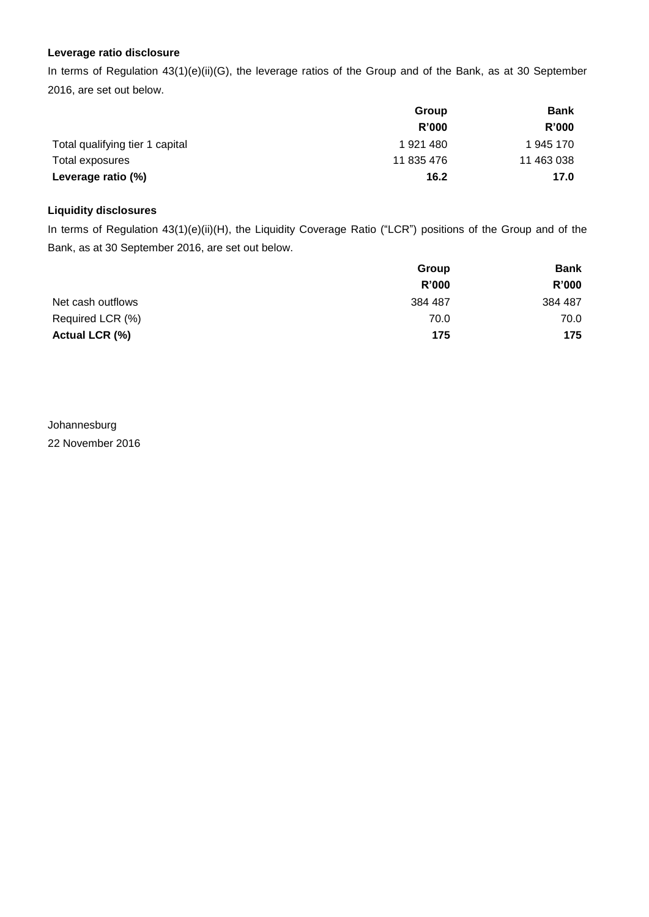**Leverage ratio disclosure**

In terms of Regulation 43(1)(e)(ii)(G), the leverage ratios of the Group and of the Bank, as at 30 September 2016, are set out below.

| | **Group** | **Bank** |
|---|---|---|
| | **R'000** | **R'000** |
| Total qualifying tier 1 capital | 1 921 480 | 1 945 170 |
| Total exposures | 11 835 476 | 11 463 038 |
| **Leverage ratio (%)** | **16.2** | **17.0** |

**Liquidity disclosures**

In terms of Regulation 43(1)(e)(ii)(H), the Liquidity Coverage Ratio ("LCR") positions of the Group and of the Bank, as at 30 September 2016, are set out below.

| | **Group** | **Bank** |
|---|---|---|
| | **R'000** | **R'000** |
| Net cash outflows | 384 487 | 384 487 |
| Required LCR (%) | 70.0 | 70.0 |
| **Actual LCR (%)** | **175** | **175** |

Johannesburg

22 November 2016